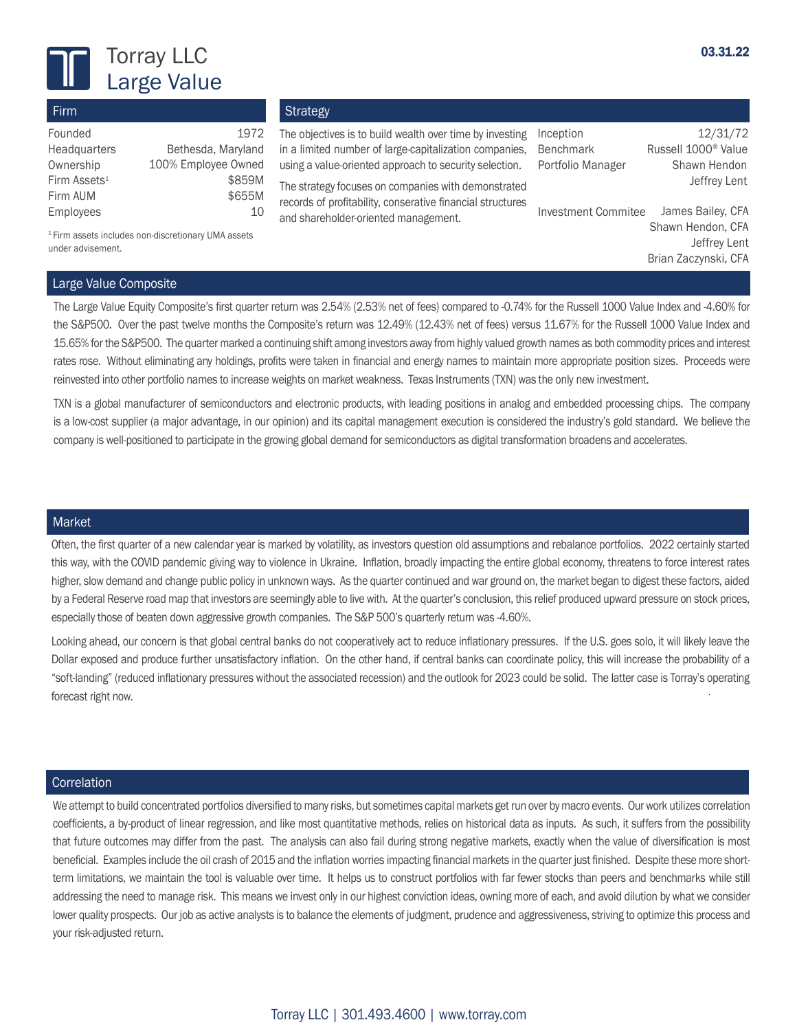# Torray LLC
## Large Value

03.31.22

### Firm

| | |
|---|---|
| Founded | 1972 |
| Headquarters | Bethesda, Maryland |
| Ownership | 100% Employee Owned |
| Firm Assets[1] | $859M |
| Firm AUM | $655M |
| Employees | 10 |

[1] Firm assets includes non-discretionary UMA assets under advisement.

### Strategy

The objectives is to build wealth over time by investing in a limited number of large-capitalization companies, using a value-oriented approach to security selection.

The strategy focuses on companies with demonstrated records of profitability, conservative financial structures and shareholder-oriented management.

| | |
|---|---|
| Inception | 12/31/72 |
| Benchmark | Russell 1000® Value |
| Portfolio Manager | Shawn Hendon<br>Jeffrey Lent |
| Investment Commitee | James Bailey, CFA<br>Shawn Hendon, CFA<br>Jeffrey Lent<br>Brian Zaczynski, CFA |

### Large Value Composite

The Large Value Equity Composite's first quarter return was 2.54% (2.53% net of fees) compared to -0.74% for the Russell 1000 Value Index and -4.60% for the S&P500. Over the past twelve months the Composite's return was 12.49% (12.43% net of fees) versus 11.67% for the Russell 1000 Value Index and 15.65% for the S&P500. The quarter marked a continuing shift among investors away from highly valued growth names as both commodity prices and interest rates rose. Without eliminating any holdings, profits were taken in financial and energy names to maintain more appropriate position sizes. Proceeds were reinvested into other portfolio names to increase weights on market weakness. Texas Instruments (TXN) was the only new investment.

TXN is a global manufacturer of semiconductors and electronic products, with leading positions in analog and embedded processing chips. The company is a low-cost supplier (a major advantage, in our opinion) and its capital management execution is considered the industry's gold standard. We believe the company is well-positioned to participate in the growing global demand for semiconductors as digital transformation broadens and accelerates.

### Market

Often, the first quarter of a new calendar year is marked by volatility, as investors question old assumptions and rebalance portfolios. 2022 certainly started this way, with the COVID pandemic giving way to violence in Ukraine. Inflation, broadly impacting the entire global economy, threatens to force interest rates higher, slow demand and change public policy in unknown ways. As the quarter continued and war ground on, the market began to digest these factors, aided by a Federal Reserve road map that investors are seemingly able to live with. At the quarter's conclusion, this relief produced upward pressure on stock prices, especially those of beaten down aggressive growth companies. The S&P 500's quarterly return was -4.60%.

Looking ahead, our concern is that global central banks do not cooperatively act to reduce inflationary pressures. If the U.S. goes solo, it will likely leave the Dollar exposed and produce further unsatisfactory inflation. On the other hand, if central banks can coordinate policy, this will increase the probability of a "soft-landing" (reduced inflationary pressures without the associated recession) and the outlook for 2023 could be solid. The latter case is Torray's operating forecast right now.

### Correlation

We attempt to build concentrated portfolios diversified to many risks, but sometimes capital markets get run over by macro events. Our work utilizes correlation coefficients, a by-product of linear regression, and like most quantitative methods, relies on historical data as inputs. As such, it suffers from the possibility that future outcomes may differ from the past. The analysis can also fail during strong negative markets, exactly when the value of diversification is most beneficial. Examples include the oil crash of 2015 and the inflation worries impacting financial markets in the quarter just finished. Despite these more short-term limitations, we maintain the tool is valuable over time. It helps us to construct portfolios with far fewer stocks than peers and benchmarks while still addressing the need to manage risk. This means we invest only in our highest conviction ideas, owning more of each, and avoid dilution by what we consider lower quality prospects. Our job as active analysts is to balance the elements of judgment, prudence and aggressiveness, striving to optimize this process and your risk-adjusted return.

Torray LLC | 301.493.4600 | www.torray.com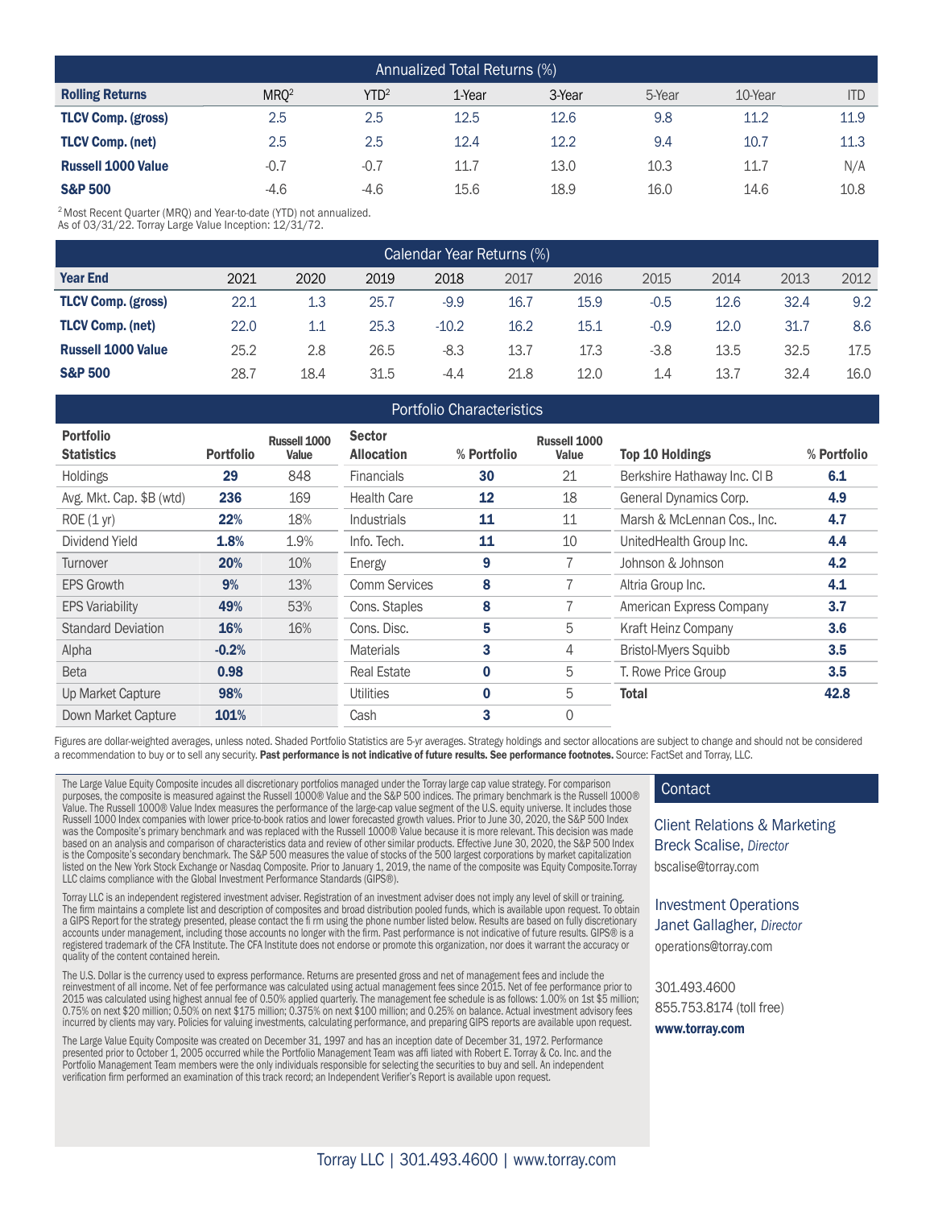## Annualized Total Returns (%)

| Rolling Returns | MRQ[2] | YTD[2] | 1-Year | 3-Year | 5-Year | 10-Year | ITD |
|---|---|---|---|---|---|---|---|
| **TLCV Comp. (gross)** | 2.5 | 2.5 | 12.5 | 12.6 | 9.8 | 11.2 | 11.9 |
| **TLCV Comp. (net)** | 2.5 | 2.5 | 12.4 | 12.2 | 9.4 | 10.7 | 11.3 |
| **Russell 1000 Value** | -0.7 | -0.7 | 11.7 | 13.0 | 10.3 | 11.7 | N/A |
| **S&P 500** | -4.6 | -4.6 | 15.6 | 18.9 | 16.0 | 14.6 | 10.8 |

[2] Most Recent Quarter (MRQ) and Year-to-date (YTD) not annualized.
As of 03/31/22. Torray Large Value Inception: 12/31/72.

## Calendar Year Returns (%)

| Year End | 2021 | 2020 | 2019 | 2018 | 2017 | 2016 | 2015 | 2014 | 2013 | 2012 |
|---|---|---|---|---|---|---|---|---|---|---|
| **TLCV Comp. (gross)** | 22.1 | 1.3 | 25.7 | -9.9 | 16.7 | 15.9 | -0.5 | 12.6 | 32.4 | 9.2 |
| **TLCV Comp. (net)** | 22.0 | 1.1 | 25.3 | -10.2 | 16.2 | 15.1 | -0.9 | 12.0 | 31.7 | 8.6 |
| **Russell 1000 Value** | 25.2 | 2.8 | 26.5 | -8.3 | 13.7 | 17.3 | -3.8 | 13.5 | 32.5 | 17.5 |
| **S&P 500** | 28.7 | 18.4 | 31.5 | -4.4 | 21.8 | 12.0 | 1.4 | 13.7 | 32.4 | 16.0 |

## Portfolio Characteristics

| Portfolio Statistics | Portfolio | Russell 1000 Value |
|---|---|---|
| Holdings | **29** | 848 |
| Avg. Mkt. Cap. $B (wtd) | **236** | 169 |
| ROE (1 yr) | **22%** | 18% |
| Dividend Yield | **1.8%** | 1.9% |
| Turnover | **20%** | 10% |
| EPS Growth | **9%** | 13% |
| EPS Variability | **49%** | 53% |
| Standard Deviation | **16%** | 16% |
| Alpha | **-0.2%** | |
| Beta | **0.98** | |
| Up Market Capture | **98%** | |
| Down Market Capture | **101%** | |

| Sector Allocation | % Portfolio | Russell 1000 Value |
|---|---|---|
| Financials | **30** | 21 |
| Health Care | **12** | 18 |
| Industrials | **11** | 11 |
| Info. Tech. | **11** | 10 |
| Energy | **9** | 7 |
| Comm Services | **8** | 7 |
| Cons. Staples | **8** | 7 |
| Cons. Disc. | **5** | 5 |
| Materials | **3** | 4 |
| Real Estate | **0** | 5 |
| Utilities | **0** | 5 |
| Cash | **3** | 0 |

| Top 10 Holdings | % Portfolio |
|---|---|
| Berkshire Hathaway Inc. Cl B | **6.1** |
| General Dynamics Corp. | **4.9** |
| Marsh & McLennan Cos., Inc. | **4.7** |
| UnitedHealth Group Inc. | **4.4** |
| Johnson & Johnson | **4.2** |
| Altria Group Inc. | **4.1** |
| American Express Company | **3.7** |
| Kraft Heinz Company | **3.6** |
| Bristol-Myers Squibb | **3.5** |
| T. Rowe Price Group | **3.5** |
| **Total** | **42.8** |

Figures are dollar-weighted averages, unless noted. Shaded Portfolio Statistics are 5-yr averages. Strategy holdings and sector allocations are subject to change and should not be considered a recommendation to buy or to sell any security. **Past performance is not indicative of future results. See performance footnotes.** Source: FactSet and Torray, LLC.

The Large Value Equity Composite incudes all discretionary portfolios managed under the Torray large cap value strategy. For comparison purposes, the composite is measured against the Russell 1000® Value and the S&P 500 indices. The primary benchmark is the Russell 1000® Value. The Russell 1000® Value Index measures the performance of the large-cap value segment of the U.S. equity universe. It includes those Russell 1000 Index companies with lower price-to-book ratios and lower forecasted growth values. Prior to June 30, 2020, the S&P 500 Index was the Composite's primary benchmark and was replaced with the Russell 1000® Value because it is more relevant. This decision was made based on an analysis and comparison of characteristics data and review of other similar products. Effective June 30, 2020, the S&P 500 Index is the Composite's secondary benchmark. The S&P 500 measures the value of stocks of the 500 largest corporations by market capitalization listed on the New York Stock Exchange or Nasdaq Composite. Prior to January 1, 2019, the name of the composite was Equity Composite.Torray LLC claims compliance with the Global Investment Performance Standards (GIPS®).

Torray LLC is an independent registered investment adviser. Registration of an investment adviser does not imply any level of skill or training. The firm maintains a complete list and description of composites and broad distribution pooled funds, which is available upon request. To obtain a GIPS Report for the strategy presented, please contact the fi rm using the phone number listed below. Results are based on fully discretionary accounts under management, including those accounts no longer with the firm. Past performance is not indicative of future results. GIPS® is a registered trademark of the CFA Institute. The CFA Institute does not endorse or promote this organization, nor does it warrant the accuracy or quality of the content contained herein.

The U.S. Dollar is the currency used to express performance. Returns are presented gross and net of management fees and include the reinvestment of all income. Net of fee performance was calculated using actual management fees since 2015. Net of fee performance prior to 2015 was calculated using highest annual fee of 0.50% applied quarterly. The management fee schedule is as follows: 1.00% on 1st $5 million; 0.75% on next $20 million; 0.50% on next $175 million; 0.375% on next $100 million; and 0.25% on balance. Actual investment advisory fees incurred by clients may vary. Policies for valuing investments, calculating performance, and preparing GIPS reports are available upon request.

The Large Value Equity Composite was created on December 31, 1997 and has an inception date of December 31, 1972. Performance presented prior to October 1, 2005 occurred while the Portfolio Management Team was affi liated with Robert E. Torray & Co. Inc. and the Portfolio Management Team members were the only individuals responsible for selecting the securities to buy and sell. An independent verification firm performed an examination of this track record; an Independent Verifier's Report is available upon request.

## Contact

Client Relations & Marketing
Breck Scalise, *Director*
bscalise@torray.com

Investment Operations
Janet Gallagher, *Director*
operations@torray.com

301.493.4600
855.753.8174 (toll free)
**www.torray.com**

Torray LLC | 301.493.4600 | www.torray.com